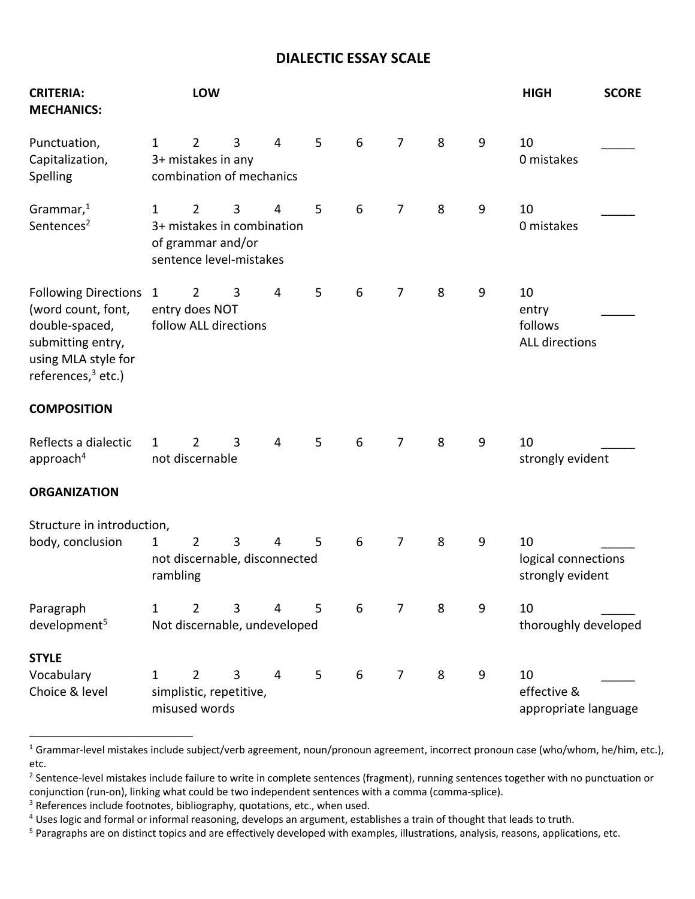# DIALECTIC ESSAY SCALE

| CRITERIA: | LOW | | | | | | | | | HIGH | SCORE |
|---|---|---|---|---|---|---|---|---|---|---|---|
| **MECHANICS:** | | | | | | | | | | | |
| Punctuation, Capitalization, Spelling | 1<br>3+ mistakes in any combination of mechanics | 2 | 3 | 4 | 5 | 6 | 7 | 8 | 9 | 10<br>0 mistakes | _____ |
| Grammar,[1] Sentences[2] | 1<br>3+ mistakes in combination of grammar and/or sentence level-mistakes | 2 | 3 | 4 | 5 | 6 | 7 | 8 | 9 | 10<br>0 mistakes | _____ |
| Following Directions (word count, font, double-spaced, submitting entry, using MLA style for references,[3] etc.) | 1<br>entry does NOT follow ALL directions | 2 | 3 | 4 | 5 | 6 | 7 | 8 | 9 | 10<br>entry follows ALL directions | _____ |
| **COMPOSITION** | | | | | | | | | | | |
| Reflects a dialectic approach[4] | 1<br>not discernable | 2 | 3 | 4 | 5 | 6 | 7 | 8 | 9 | 10<br>strongly evident | _____ |
| **ORGANIZATION** | | | | | | | | | | | |
| Structure in introduction, body, conclusion | 1<br>not discernable, disconnected rambling | 2 | 3 | 4 | 5 | 6 | 7 | 8 | 9 | 10<br>logical connections strongly evident | _____ |
| Paragraph development[5] | 1<br>Not discernable, undeveloped | 2 | 3 | 4 | 5 | 6 | 7 | 8 | 9 | 10<br>thoroughly developed | _____ |
| **STYLE** | | | | | | | | | | | |
| Vocabulary Choice & level | 1<br>simplistic, repetitive, misused words | 2 | 3 | 4 | 5 | 6 | 7 | 8 | 9 | 10<br>effective & appropriate language | _____ |

---

[1] Grammar-level mistakes include subject/verb agreement, noun/pronoun agreement, incorrect pronoun case (who/whom, he/him, etc.), etc.

[2] Sentence-level mistakes include failure to write in complete sentences (fragment), running sentences together with no punctuation or conjunction (run-on), linking what could be two independent sentences with a comma (comma-splice).

[3] References include footnotes, bibliography, quotations, etc., when used.

[4] Uses logic and formal or informal reasoning, develops an argument, establishes a train of thought that leads to truth.

[5] Paragraphs are on distinct topics and are effectively developed with examples, illustrations, analysis, reasons, applications, etc.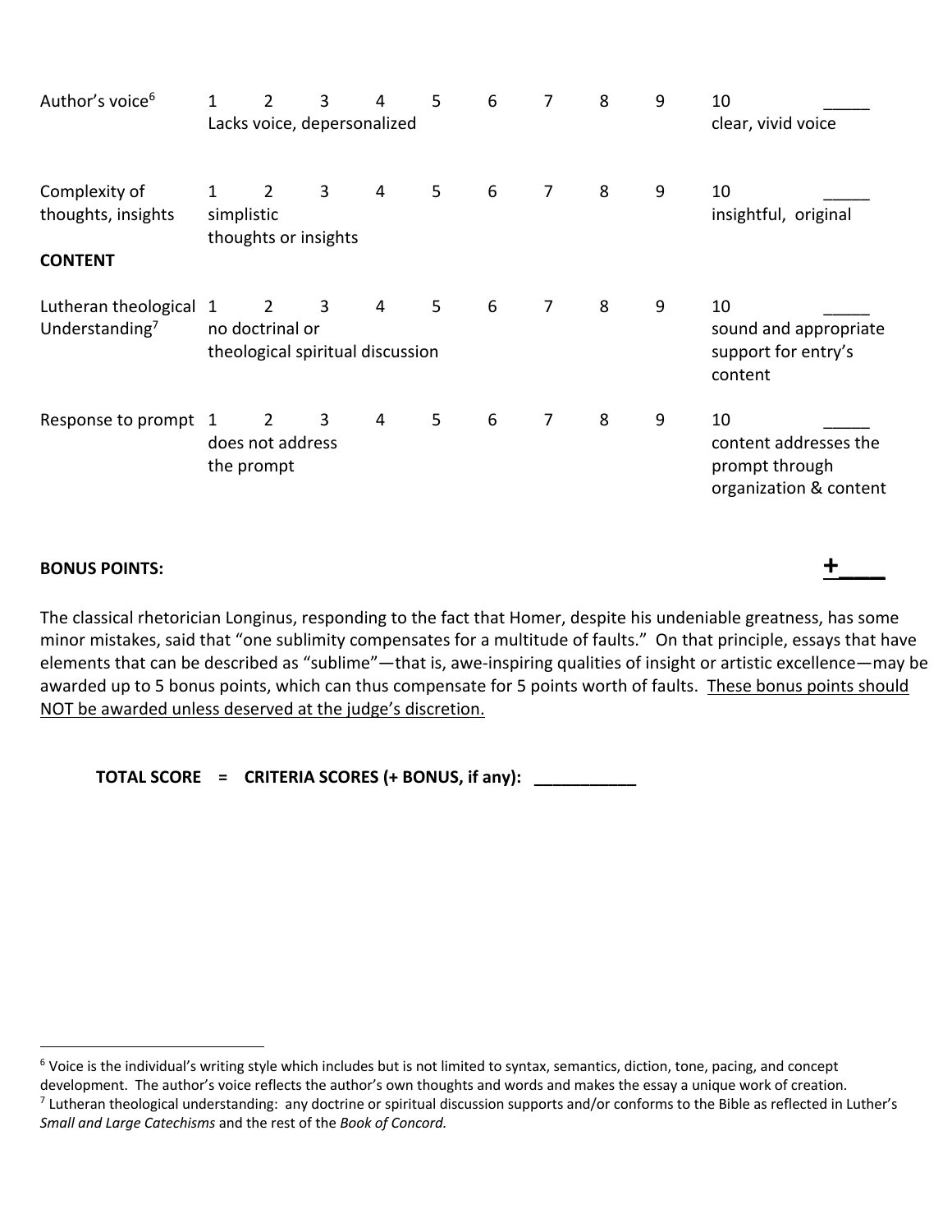| | | | | | | | | | | | |
|---|---|---|---|---|---|---|---|---|---|---|---|
| Author's voice[6] | 1 | 2 | 3 | 4 | 5 | 6 | 7 | 8 | 9 | 10 | _____ |
| | Lacks voice, depersonalized | | | | | | | | | clear, vivid voice | |
| Complexity of thoughts, insights | 1 | 2 | 3 | 4 | 5 | 6 | 7 | 8 | 9 | 10 | _____ |
| | simplistic thoughts or insights | | | | | | | | | insightful, original | |

**CONTENT**

| | | | | | | | | | | | |
|---|---|---|---|---|---|---|---|---|---|---|---|
| Lutheran theological Understanding[7] | 1 | 2 | 3 | 4 | 5 | 6 | 7 | 8 | 9 | 10 | _____ |
| | no doctrinal or theological spiritual discussion | | | | | | | | | sound and appropriate support for entry's content | |
| Response to prompt | 1 | 2 | 3 | 4 | 5 | 6 | 7 | 8 | 9 | 10 | _____ |
| | does not address the prompt | | | | | | | | | content addresses the prompt through organization & content | |

**BONUS POINTS:** **+____**

The classical rhetorician Longinus, responding to the fact that Homer, despite his undeniable greatness, has some minor mistakes, said that "one sublimity compensates for a multitude of faults." On that principle, essays that have elements that can be described as "sublime"—that is, awe-inspiring qualities of insight or artistic excellence—may be awarded up to 5 bonus points, which can thus compensate for 5 points worth of faults. <u>These bonus points should NOT be awarded unless deserved at the judge's discretion.</u>

**TOTAL SCORE = CRITERIA SCORES (+ BONUS, if any): ___________**

---

[6] Voice is the individual's writing style which includes but is not limited to syntax, semantics, diction, tone, pacing, and concept development. The author's voice reflects the author's own thoughts and words and makes the essay a unique work of creation.

[7] Lutheran theological understanding: any doctrine or spiritual discussion supports and/or conforms to the Bible as reflected in Luther's *Small and Large Catechisms* and the rest of the *Book of Concord*.